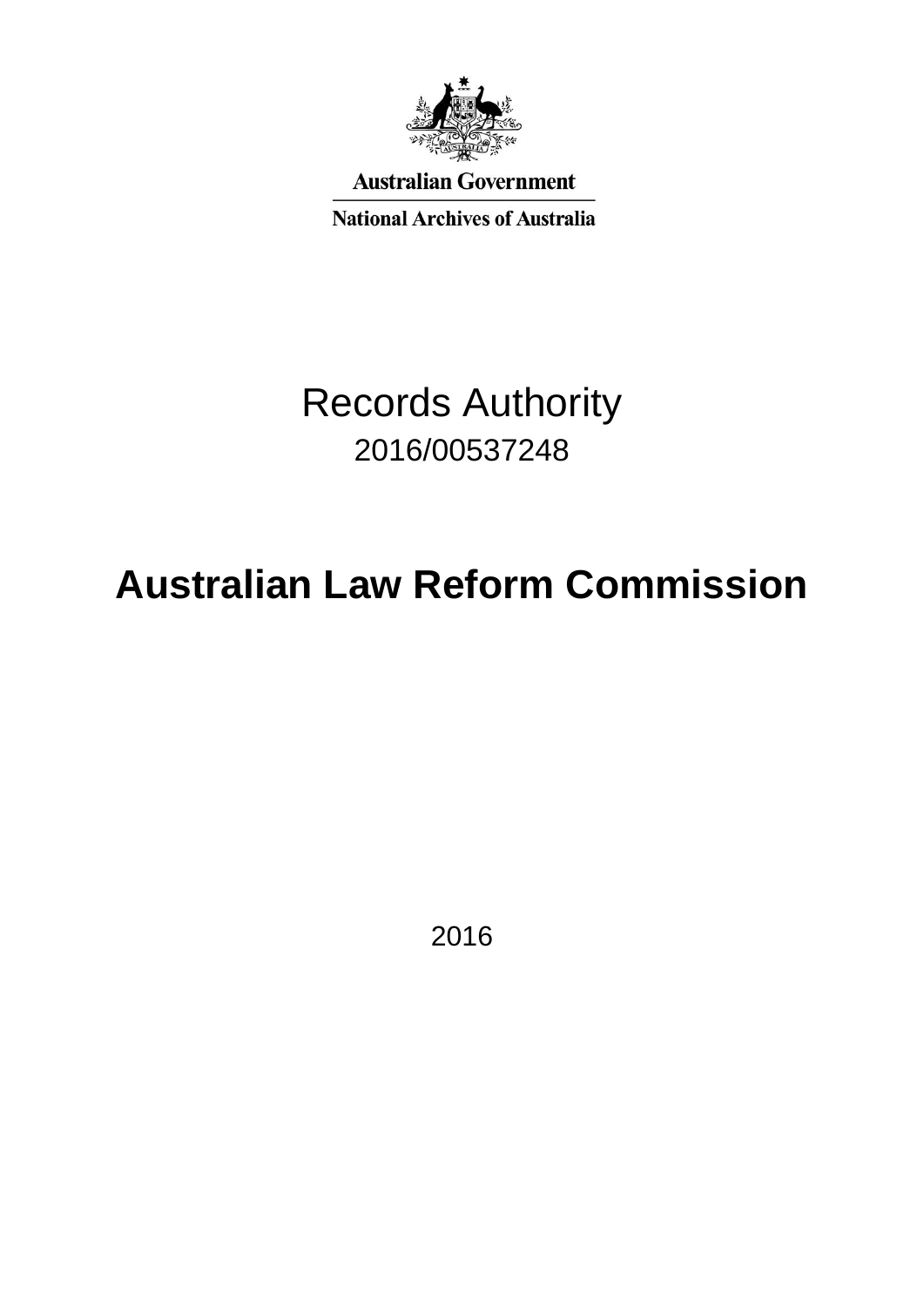Australian Government

National Archives of Australia

# Records Authority

2016/00537248

# Australian Law Reform Commission

2016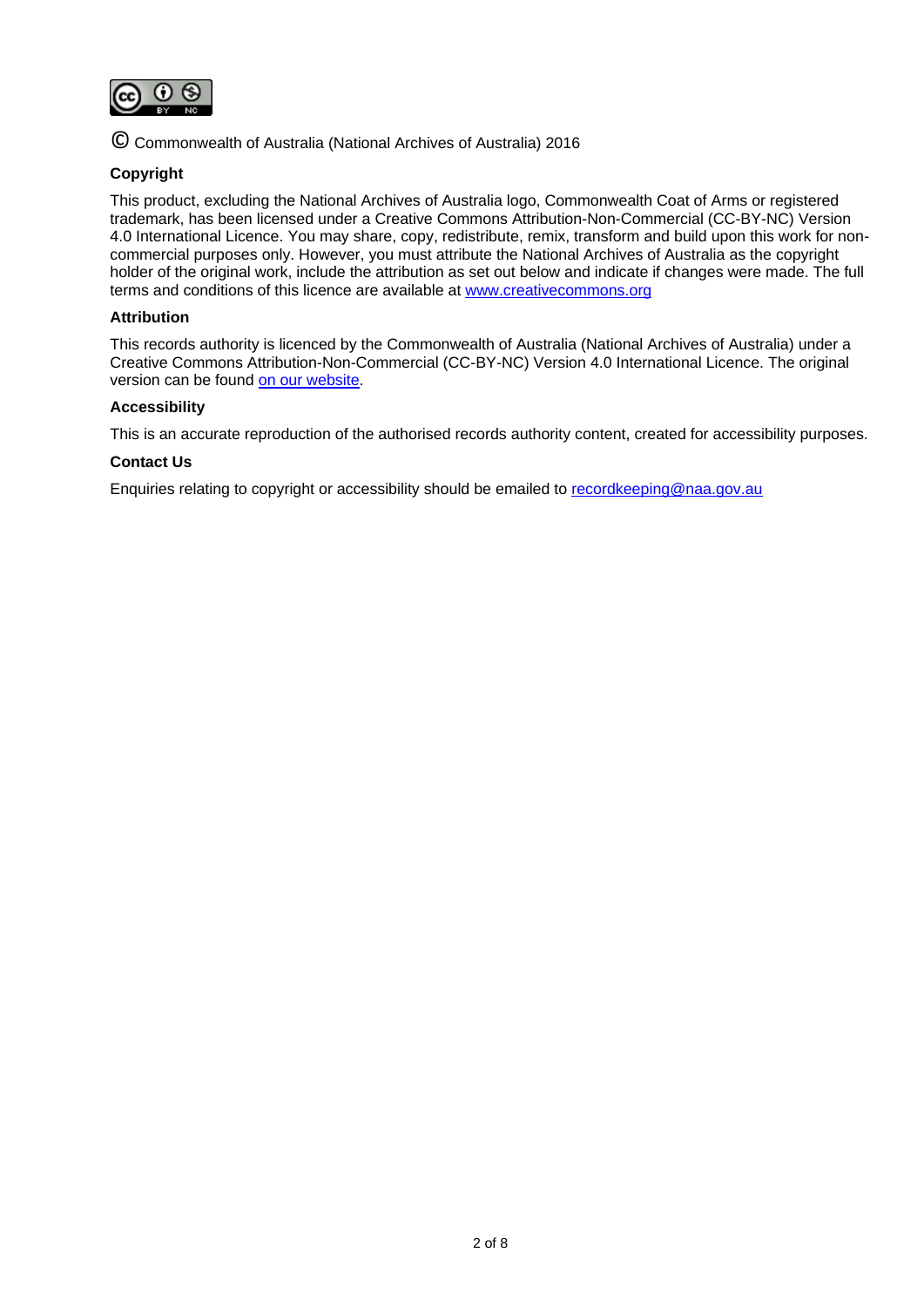© Commonwealth of Australia (National Archives of Australia) 2016

**Copyright**

This product, excluding the National Archives of Australia logo, Commonwealth Coat of Arms or registered trademark, has been licensed under a Creative Commons Attribution-Non-Commercial (CC-BY-NC) Version 4.0 International Licence. You may share, copy, redistribute, remix, transform and build upon this work for non-commercial purposes only. However, you must attribute the National Archives of Australia as the copyright holder of the original work, include the attribution as set out below and indicate if changes were made. The full terms and conditions of this licence are available at [www.creativecommons.org](http://www.creativecommons.org)

**Attribution**

This records authority is licenced by the Commonwealth of Australia (National Archives of Australia) under a Creative Commons Attribution-Non-Commercial (CC-BY-NC) Version 4.0 International Licence. The original version can be found on our website.

**Accessibility**

This is an accurate reproduction of the authorised records authority content, created for accessibility purposes.

**Contact Us**

Enquiries relating to copyright or accessibility should be emailed to recordkeeping@naa.gov.au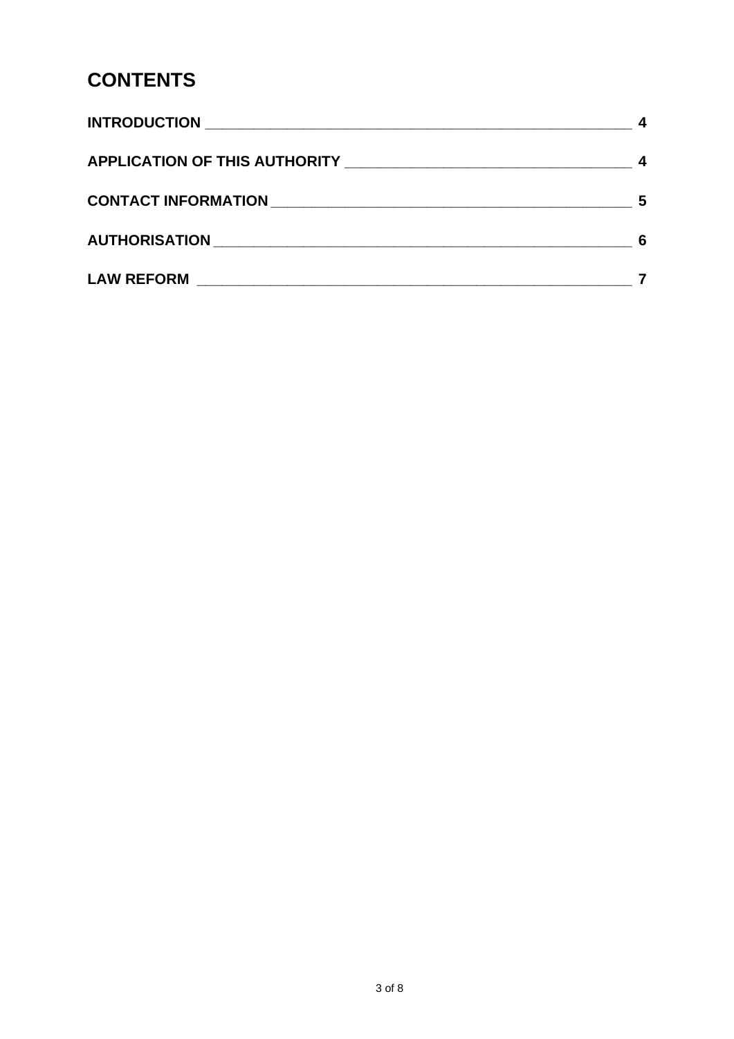# CONTENTS

| | |
|---|---|
| **INTRODUCTION** | **4** |
| **APPLICATION OF THIS AUTHORITY** | **4** |
| **CONTACT INFORMATION** | **5** |
| **AUTHORISATION** | **6** |
| **LAW REFORM** | **7** |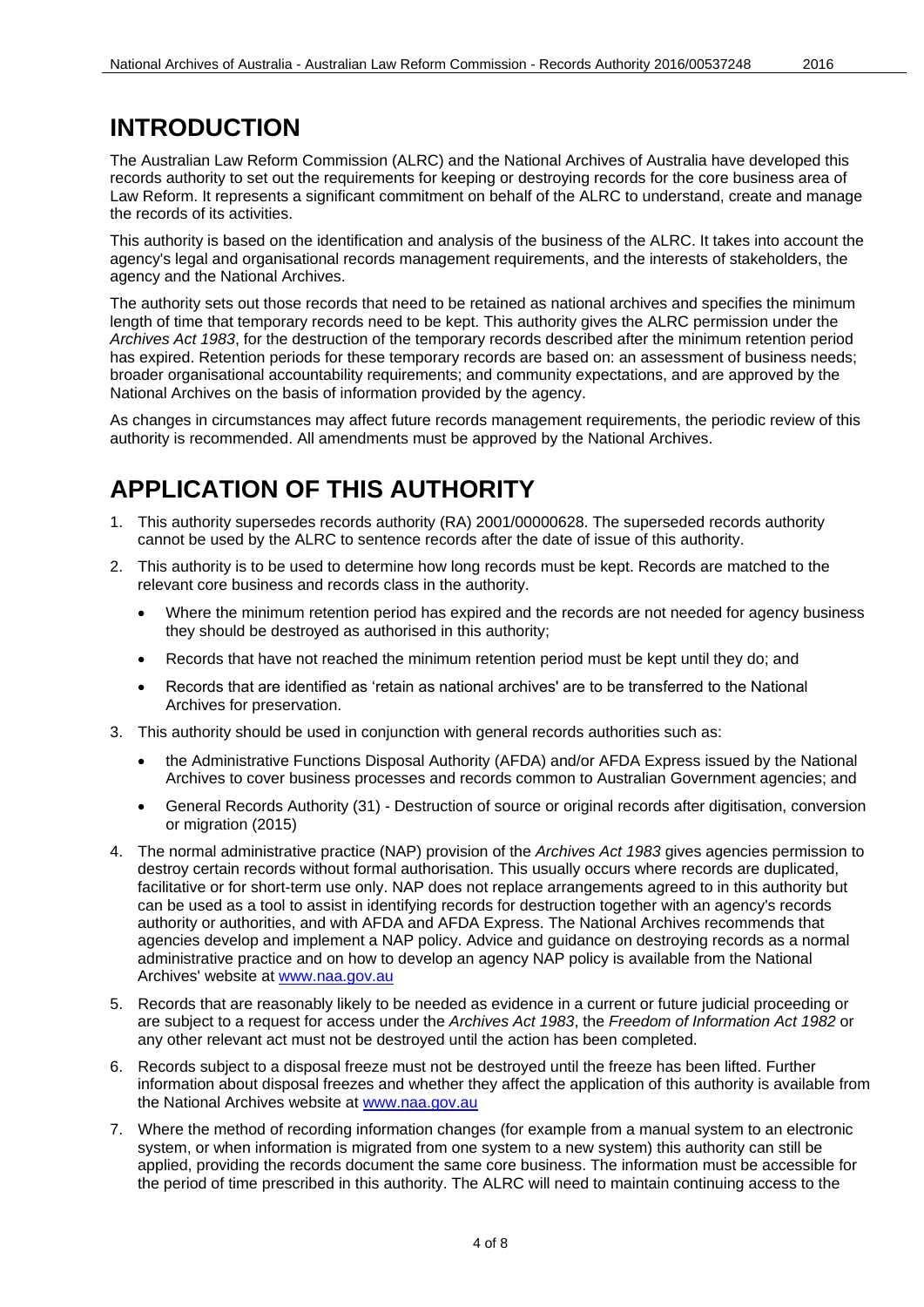# INTRODUCTION

The Australian Law Reform Commission (ALRC) and the National Archives of Australia have developed this records authority to set out the requirements for keeping or destroying records for the core business area of Law Reform. It represents a significant commitment on behalf of the ALRC to understand, create and manage the records of its activities.

This authority is based on the identification and analysis of the business of the ALRC. It takes into account the agency's legal and organisational records management requirements, and the interests of stakeholders, the agency and the National Archives.

The authority sets out those records that need to be retained as national archives and specifies the minimum length of time that temporary records need to be kept. This authority gives the ALRC permission under the *Archives Act 1983*, for the destruction of the temporary records described after the minimum retention period has expired. Retention periods for these temporary records are based on: an assessment of business needs; broader organisational accountability requirements; and community expectations, and are approved by the National Archives on the basis of information provided by the agency.

As changes in circumstances may affect future records management requirements, the periodic review of this authority is recommended. All amendments must be approved by the National Archives.

# APPLICATION OF THIS AUTHORITY

1. This authority supersedes records authority (RA) 2001/00000628. The superseded records authority cannot be used by the ALRC to sentence records after the date of issue of this authority.
2. This authority is to be used to determine how long records must be kept. Records are matched to the relevant core business and records class in the authority.
   - Where the minimum retention period has expired and the records are not needed for agency business they should be destroyed as authorised in this authority;
   - Records that have not reached the minimum retention period must be kept until they do; and
   - Records that are identified as 'retain as national archives' are to be transferred to the National Archives for preservation.
3. This authority should be used in conjunction with general records authorities such as:
   - the Administrative Functions Disposal Authority (AFDA) and/or AFDA Express issued by the National Archives to cover business processes and records common to Australian Government agencies; and
   - General Records Authority (31) - Destruction of source or original records after digitisation, conversion or migration (2015)
4. The normal administrative practice (NAP) provision of the *Archives Act 1983* gives agencies permission to destroy certain records without formal authorisation. This usually occurs where records are duplicated, facilitative or for short-term use only. NAP does not replace arrangements agreed to in this authority but can be used as a tool to assist in identifying records for destruction together with an agency's records authority or authorities, and with AFDA and AFDA Express. The National Archives recommends that agencies develop and implement a NAP policy. Advice and guidance on destroying records as a normal administrative practice and on how to develop an agency NAP policy is available from the National Archives' website at [www.naa.gov.au](http://www.naa.gov.au)
5. Records that are reasonably likely to be needed as evidence in a current or future judicial proceeding or are subject to a request for access under the *Archives Act 1983*, the *Freedom of Information Act 1982* or any other relevant act must not be destroyed until the action has been completed.
6. Records subject to a disposal freeze must not be destroyed until the freeze has been lifted. Further information about disposal freezes and whether they affect the application of this authority is available from the National Archives website at [www.naa.gov.au](http://www.naa.gov.au)
7. Where the method of recording information changes (for example from a manual system to an electronic system, or when information is migrated from one system to a new system) this authority can still be applied, providing the records document the same core business. The information must be accessible for the period of time prescribed in this authority. The ALRC will need to maintain continuing access to the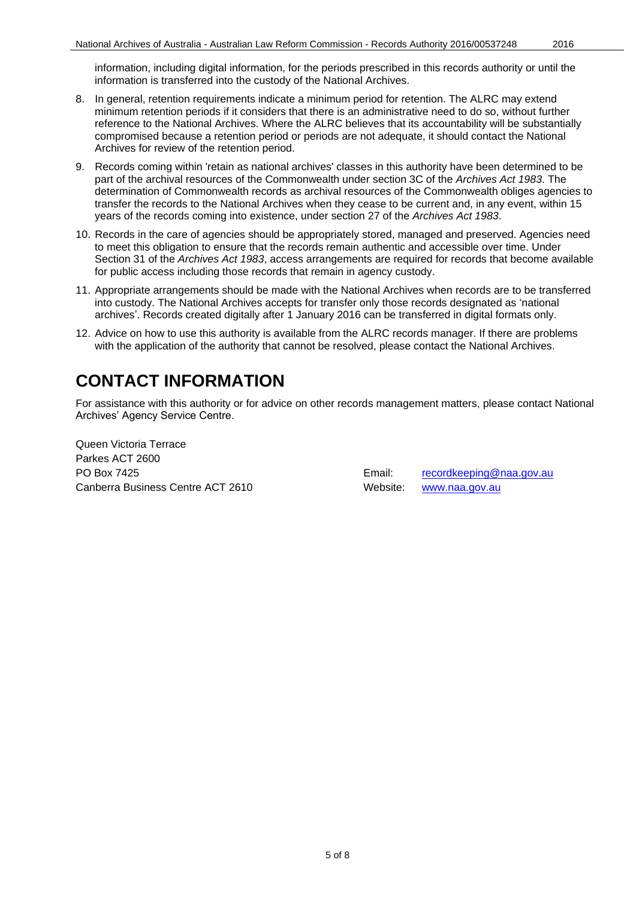information, including digital information, for the periods prescribed in this records authority or until the information is transferred into the custody of the National Archives.

8. In general, retention requirements indicate a minimum period for retention. The ALRC may extend minimum retention periods if it considers that there is an administrative need to do so, without further reference to the National Archives. Where the ALRC believes that its accountability will be substantially compromised because a retention period or periods are not adequate, it should contact the National Archives for review of the retention period.
9. Records coming within 'retain as national archives' classes in this authority have been determined to be part of the archival resources of the Commonwealth under section 3C of the *Archives Act 1983*. The determination of Commonwealth records as archival resources of the Commonwealth obliges agencies to transfer the records to the National Archives when they cease to be current and, in any event, within 15 years of the records coming into existence, under section 27 of the *Archives Act 1983*.
10. Records in the care of agencies should be appropriately stored, managed and preserved. Agencies need to meet this obligation to ensure that the records remain authentic and accessible over time. Under Section 31 of the *Archives Act 1983*, access arrangements are required for records that become available for public access including those records that remain in agency custody.
11. Appropriate arrangements should be made with the National Archives when records are to be transferred into custody. The National Archives accepts for transfer only those records designated as 'national archives'. Records created digitally after 1 January 2016 can be transferred in digital formats only.
12. Advice on how to use this authority is available from the ALRC records manager. If there are problems with the application of the authority that cannot be resolved, please contact the National Archives.

# CONTACT INFORMATION

For assistance with this authority or for advice on other records management matters, please contact National Archives' Agency Service Centre.

Queen Victoria Terrace
Parkes ACT 2600
PO Box 7425
Canberra Business Centre ACT 2610

Email: recordkeeping@naa.gov.au
Website: www.naa.gov.au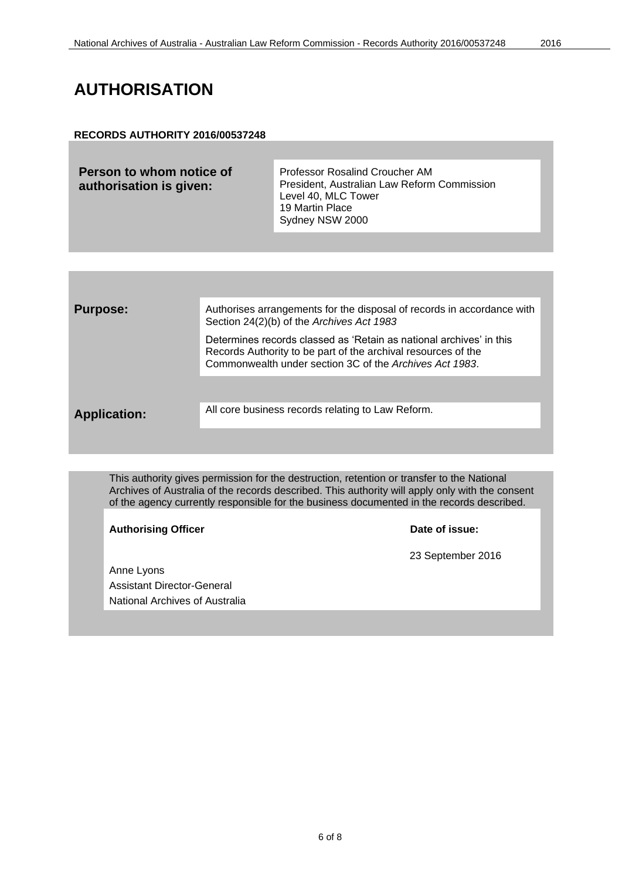# AUTHORISATION

**RECORDS AUTHORITY 2016/00537248**

| **Person to whom notice of authorisation is given:** | Professor Rosalind Croucher AM<br>President, Australian Law Reform Commission<br>Level 40, MLC Tower<br>19 Martin Place<br>Sydney NSW 2000 |
|---|---|

| | |
|---|---|
| **Purpose:** | Authorises arrangements for the disposal of records in accordance with Section 24(2)(b) of the *Archives Act 1983*<br><br>Determines records classed as 'Retain as national archives' in this Records Authority to be part of the archival resources of the Commonwealth under section 3C of the *Archives Act 1983*. |
| **Application:** | All core business records relating to Law Reform. |

This authority gives permission for the destruction, retention or transfer to the National Archives of Australia of the records described. This authority will apply only with the consent of the agency currently responsible for the business documented in the records described.

| **Authorising Officer** | **Date of issue:** |
|---|---|
| Anne Lyons<br>Assistant Director-General<br>National Archives of Australia | 23 September 2016 |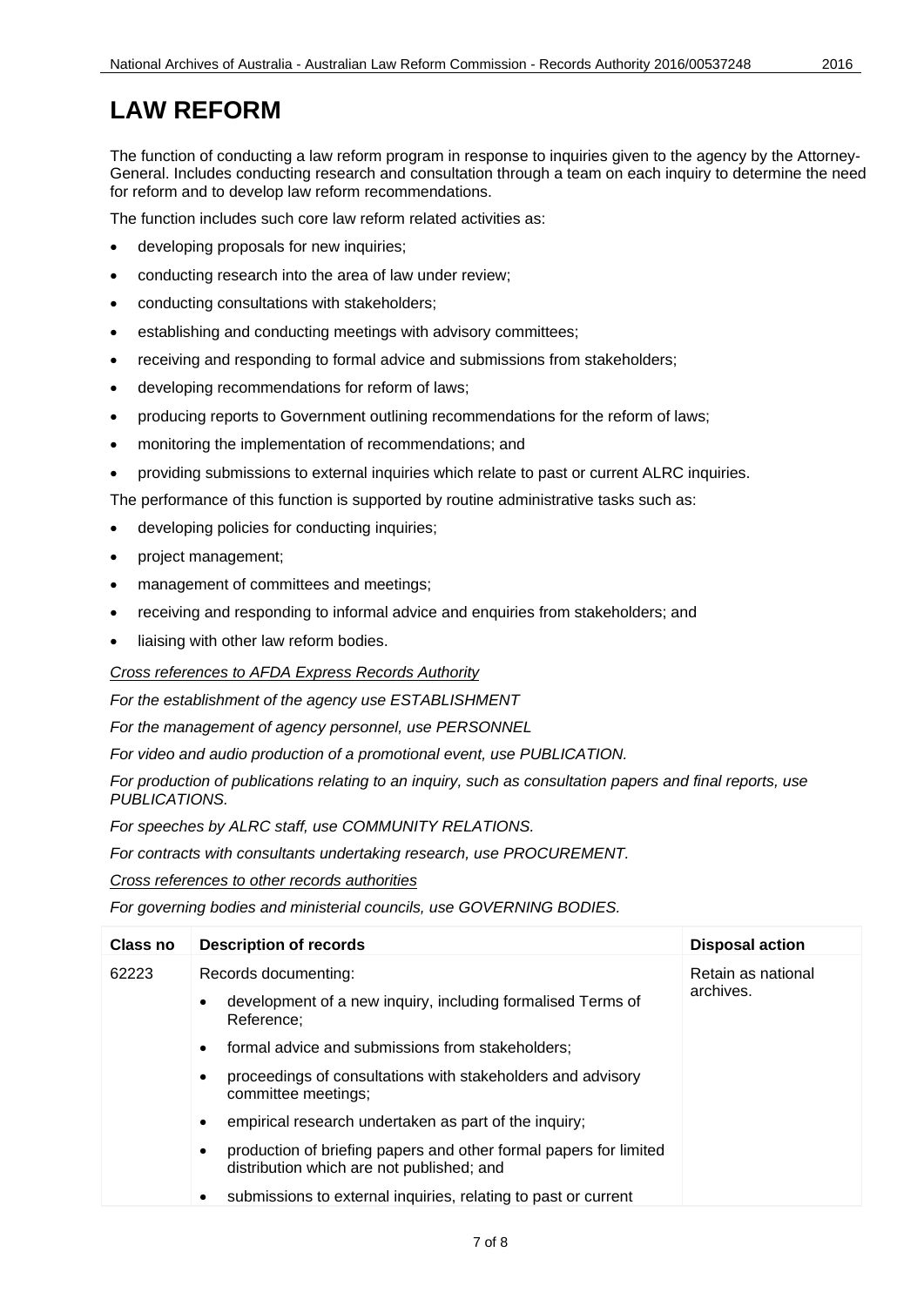# LAW REFORM

The function of conducting a law reform program in response to inquiries given to the agency by the Attorney-General. Includes conducting research and consultation through a team on each inquiry to determine the need for reform and to develop law reform recommendations.

The function includes such core law reform related activities as:

- developing proposals for new inquiries;
- conducting research into the area of law under review;
- conducting consultations with stakeholders;
- establishing and conducting meetings with advisory committees;
- receiving and responding to formal advice and submissions from stakeholders;
- developing recommendations for reform of laws;
- producing reports to Government outlining recommendations for the reform of laws;
- monitoring the implementation of recommendations; and
- providing submissions to external inquiries which relate to past or current ALRC inquiries.

The performance of this function is supported by routine administrative tasks such as:

- developing policies for conducting inquiries;
- project management;
- management of committees and meetings;
- receiving and responding to informal advice and enquiries from stakeholders; and
- liaising with other law reform bodies.

*Cross references to AFDA Express Records Authority*

*For the establishment of the agency use ESTABLISHMENT*

*For the management of agency personnel, use PERSONNEL*

*For video and audio production of a promotional event, use PUBLICATION.*

*For production of publications relating to an inquiry, such as consultation papers and final reports, use PUBLICATIONS.*

*For speeches by ALRC staff, use COMMUNITY RELATIONS.*

*For contracts with consultants undertaking research, use PROCUREMENT.*

*Cross references to other records authorities*

*For governing bodies and ministerial councils, use GOVERNING BODIES.*

| Class no | Description of records | Disposal action |
|---|---|---|
| 62223 | Records documenting:<br>• development of a new inquiry, including formalised Terms of Reference;<br>• formal advice and submissions from stakeholders;<br>• proceedings of consultations with stakeholders and advisory committee meetings;<br>• empirical research undertaken as part of the inquiry;<br>• production of briefing papers and other formal papers for limited distribution which are not published; and<br>• submissions to external inquiries, relating to past or current | Retain as national archives. |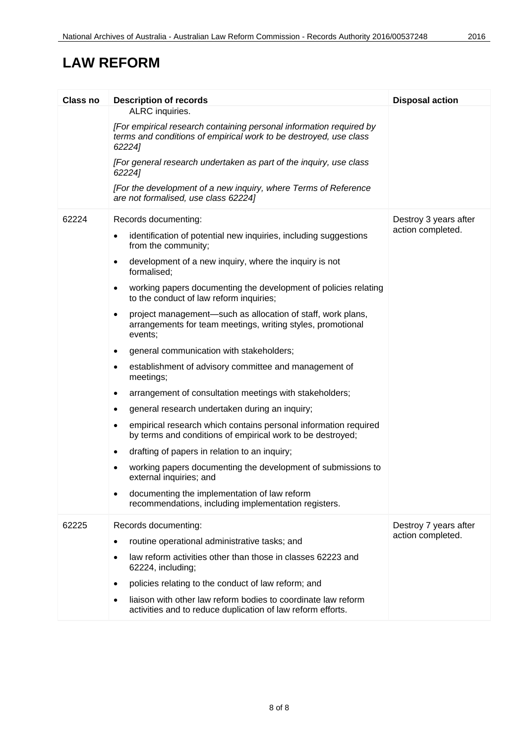# LAW REFORM

| Class no | Description of records | Disposal action |
|---|---|---|
| | ALRC inquiries.<br>*[For empirical research containing personal information required by terms and conditions of empirical work to be destroyed, use class 62224]*<br>*[For general research undertaken as part of the inquiry, use class 62224]*<br>*[For the development of a new inquiry, where Terms of Reference are not formalised, use class 62224]* | |
| 62224 | Records documenting:<br>• identification of potential new inquiries, including suggestions from the community;<br>• development of a new inquiry, where the inquiry is not formalised;<br>• working papers documenting the development of policies relating to the conduct of law reform inquiries;<br>• project management—such as allocation of staff, work plans, arrangements for team meetings, writing styles, promotional events;<br>• general communication with stakeholders;<br>• establishment of advisory committee and management of meetings;<br>• arrangement of consultation meetings with stakeholders;<br>• general research undertaken during an inquiry;<br>• empirical research which contains personal information required by terms and conditions of empirical work to be destroyed;<br>• drafting of papers in relation to an inquiry;<br>• working papers documenting the development of submissions to external inquiries; and<br>• documenting the implementation of law reform recommendations, including implementation registers. | Destroy 3 years after action completed. |
| 62225 | Records documenting:<br>• routine operational administrative tasks; and<br>• law reform activities other than those in classes 62223 and 62224, including;<br>• policies relating to the conduct of law reform; and<br>• liaison with other law reform bodies to coordinate law reform activities and to reduce duplication of law reform efforts. | Destroy 7 years after action completed. |